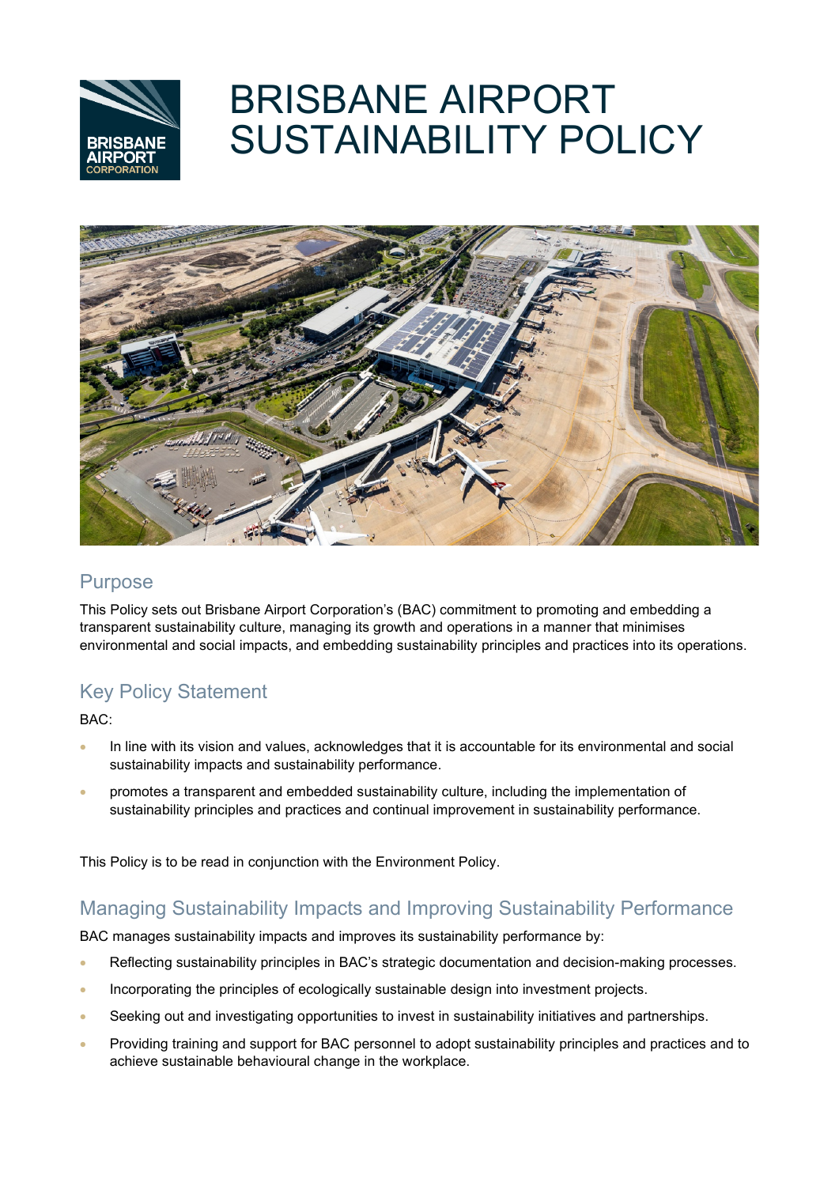# BRISBANE AIRPORT SUSTAINABILITY POLICY

## Purpose

This Policy sets out Brisbane Airport Corporation's (BAC) commitment to promoting and embedding a transparent sustainability culture, managing its growth and operations in a manner that minimises environmental and social impacts, and embedding sustainability principles and practices into its operations.

## Key Policy Statement

BAC:

- In line with its vision and values, acknowledges that it is accountable for its environmental and social sustainability impacts and sustainability performance.
- promotes a transparent and embedded sustainability culture, including the implementation of sustainability principles and practices and continual improvement in sustainability performance.

This Policy is to be read in conjunction with the Environment Policy.

## Managing Sustainability Impacts and Improving Sustainability Performance

BAC manages sustainability impacts and improves its sustainability performance by:

- Reflecting sustainability principles in BAC's strategic documentation and decision-making processes.
- Incorporating the principles of ecologically sustainable design into investment projects.
- Seeking out and investigating opportunities to invest in sustainability initiatives and partnerships.
- Providing training and support for BAC personnel to adopt sustainability principles and practices and to achieve sustainable behavioural change in the workplace.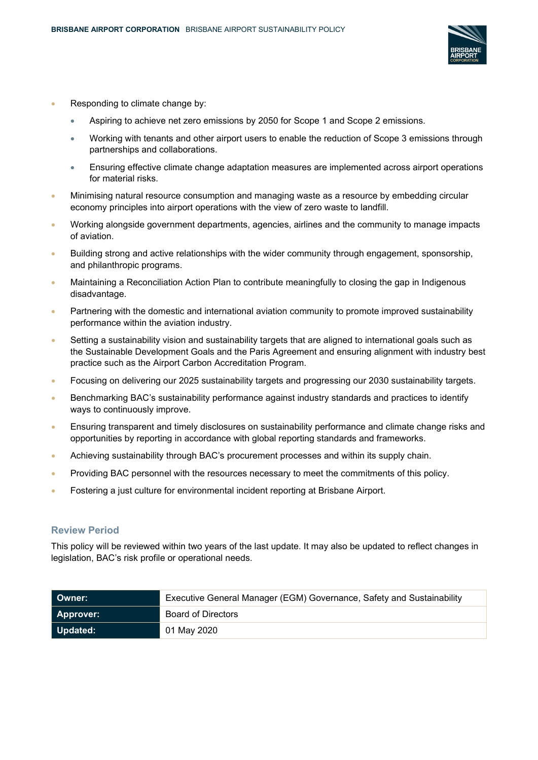- Responding to climate change by:
  - Aspiring to achieve net zero emissions by 2050 for Scope 1 and Scope 2 emissions.
  - Working with tenants and other airport users to enable the reduction of Scope 3 emissions through partnerships and collaborations.
  - Ensuring effective climate change adaptation measures are implemented across airport operations for material risks.
- Minimising natural resource consumption and managing waste as a resource by embedding circular economy principles into airport operations with the view of zero waste to landfill.
- Working alongside government departments, agencies, airlines and the community to manage impacts of aviation.
- Building strong and active relationships with the wider community through engagement, sponsorship, and philanthropic programs.
- Maintaining a Reconciliation Action Plan to contribute meaningfully to closing the gap in Indigenous disadvantage.
- Partnering with the domestic and international aviation community to promote improved sustainability performance within the aviation industry.
- Setting a sustainability vision and sustainability targets that are aligned to international goals such as the Sustainable Development Goals and the Paris Agreement and ensuring alignment with industry best practice such as the Airport Carbon Accreditation Program.
- Focusing on delivering our 2025 sustainability targets and progressing our 2030 sustainability targets.
- Benchmarking BAC's sustainability performance against industry standards and practices to identify ways to continuously improve.
- Ensuring transparent and timely disclosures on sustainability performance and climate change risks and opportunities by reporting in accordance with global reporting standards and frameworks.
- Achieving sustainability through BAC's procurement processes and within its supply chain.
- Providing BAC personnel with the resources necessary to meet the commitments of this policy.
- Fostering a just culture for environmental incident reporting at Brisbane Airport.

## Review Period

This policy will be reviewed within two years of the last update. It may also be updated to reflect changes in legislation, BAC's risk profile or operational needs.

| | |
|---|---|
| **Owner:** | Executive General Manager (EGM) Governance, Safety and Sustainability |
| **Approver:** | Board of Directors |
| **Updated:** | 01 May 2020 |